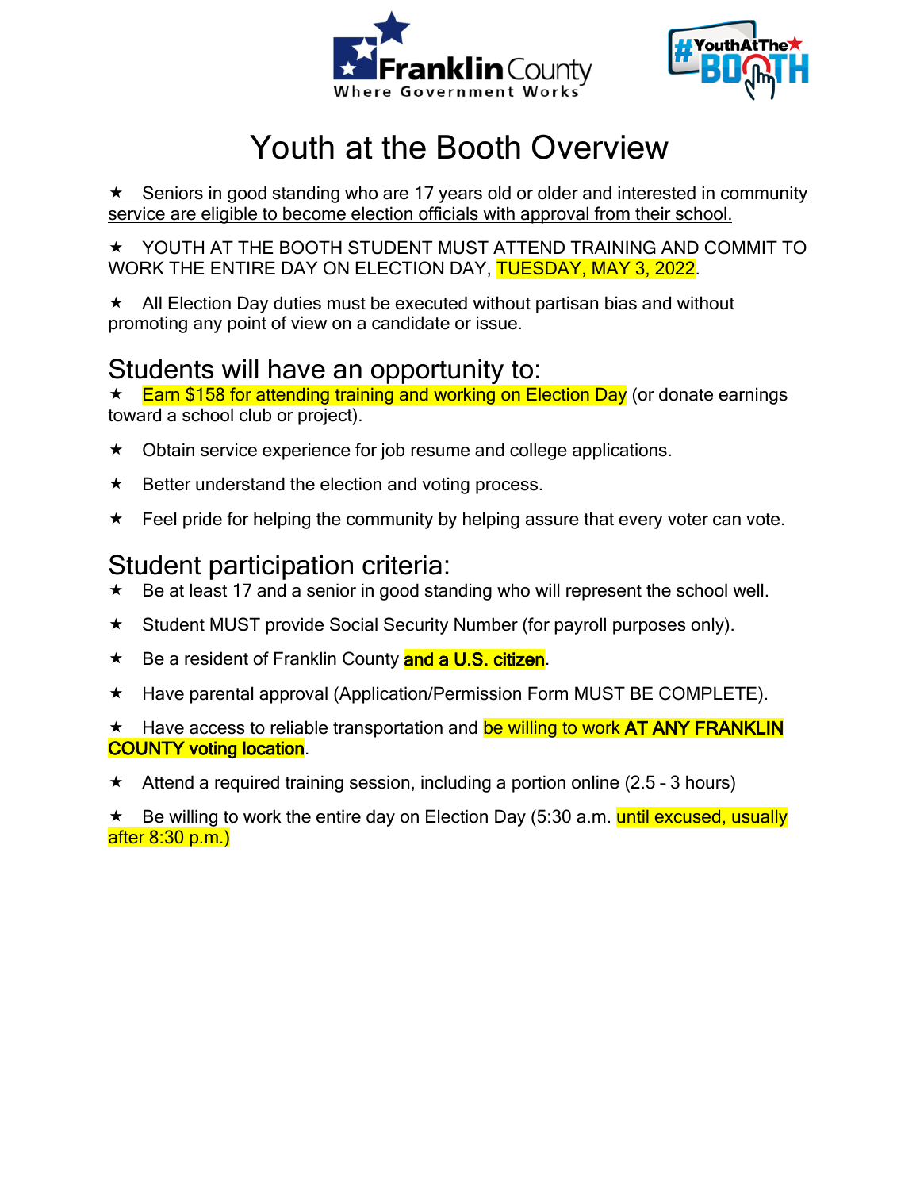Franklin County
Where Government Works

#YouthAtThe BOOTH

# Youth at the Booth Overview

★ Seniors in good standing who are 17 years old or older and interested in community service are eligible to become election officials with approval from their school.

★ YOUTH AT THE BOOTH STUDENT MUST ATTEND TRAINING AND COMMIT TO WORK THE ENTIRE DAY ON ELECTION DAY, TUESDAY, MAY 3, 2022.

★ All Election Day duties must be executed without partisan bias and without promoting any point of view on a candidate or issue.

## Students will have an opportunity to:

★ Earn $158 for attending training and working on Election Day (or donate earnings toward a school club or project).

★ Obtain service experience for job resume and college applications.

★ Better understand the election and voting process.

★ Feel pride for helping the community by helping assure that every voter can vote.

## Student participation criteria:

★ Be at least 17 and a senior in good standing who will represent the school well.

★ Student MUST provide Social Security Number (for payroll purposes only).

★ Be a resident of Franklin County **and a U.S. citizen**.

★ Have parental approval (Application/Permission Form MUST BE COMPLETE).

★ Have access to reliable transportation and be willing to work **AT ANY FRANKLIN COUNTY voting location**.

★ Attend a required training session, including a portion online (2.5 – 3 hours)

★ Be willing to work the entire day on Election Day (5:30 a.m. until excused, usually after 8:30 p.m.)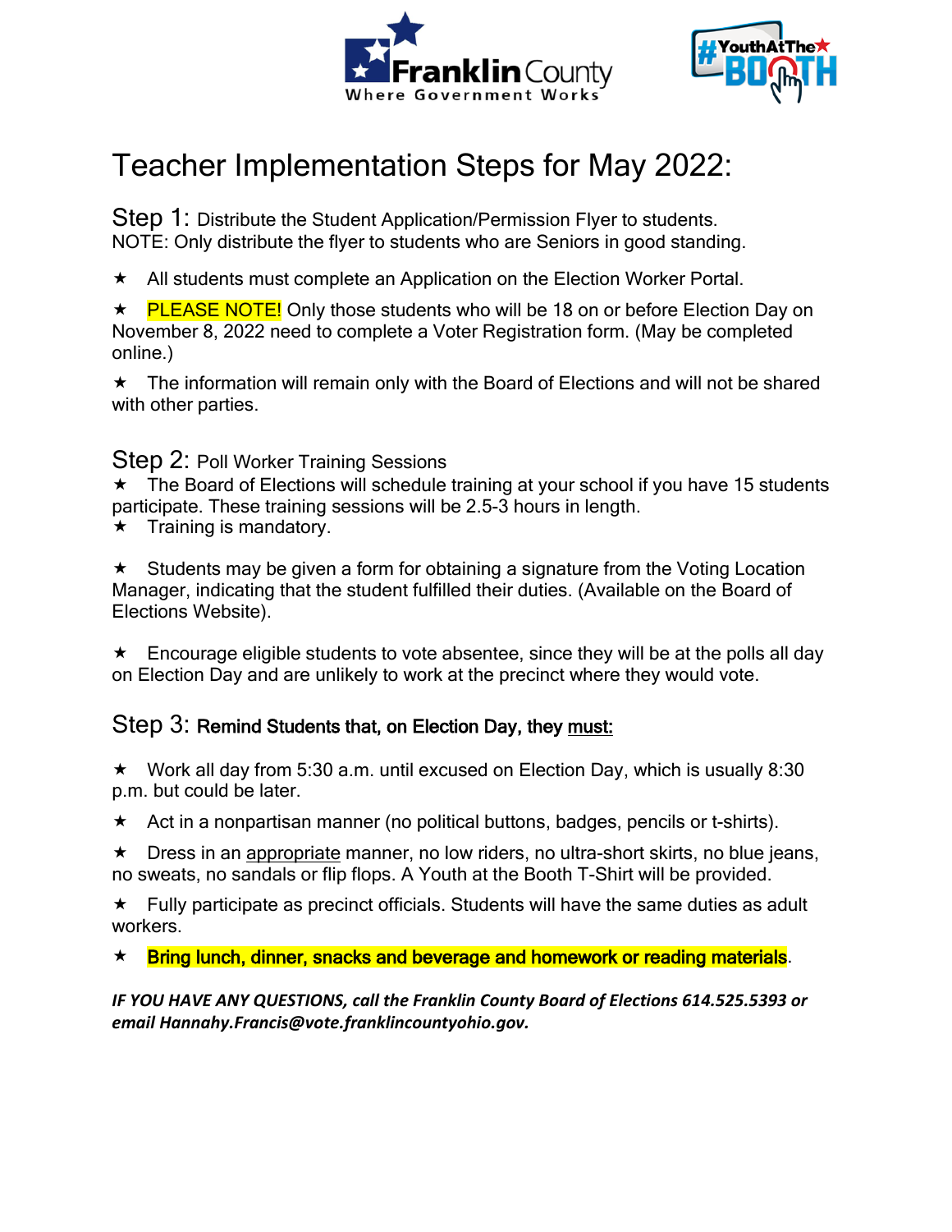# Teacher Implementation Steps for May 2022:

**Step 1:** Distribute the Student Application/Permission Flyer to students.
NOTE: Only distribute the flyer to students who are Seniors in good standing.

★ All students must complete an Application on the Election Worker Portal.

★ PLEASE NOTE! Only those students who will be 18 on or before Election Day on November 8, 2022 need to complete a Voter Registration form. (May be completed online.)

★ The information will remain only with the Board of Elections and will not be shared with other parties.

**Step 2:** Poll Worker Training Sessions

★ The Board of Elections will schedule training at your school if you have 15 students participate. These training sessions will be 2.5-3 hours in length.

★ Training is mandatory.

★ Students may be given a form for obtaining a signature from the Voting Location Manager, indicating that the student fulfilled their duties. (Available on the Board of Elections Website).

★ Encourage eligible students to vote absentee, since they will be at the polls all day on Election Day and are unlikely to work at the precinct where they would vote.

**Step 3:** **Remind Students that, on Election Day, they must:**

★ Work all day from 5:30 a.m. until excused on Election Day, which is usually 8:30 p.m. but could be later.

★ Act in a nonpartisan manner (no political buttons, badges, pencils or t-shirts).

★ Dress in an appropriate manner, no low riders, no ultra-short skirts, no blue jeans, no sweats, no sandals or flip flops. A Youth at the Booth T-Shirt will be provided.

★ Fully participate as precinct officials. Students will have the same duties as adult workers.

★ **Bring lunch, dinner, snacks and beverage and homework or reading materials**.

***IF YOU HAVE ANY QUESTIONS, call the Franklin County Board of Elections 614.525.5393 or email Hannahy.Francis@vote.franklincountyohio.gov.***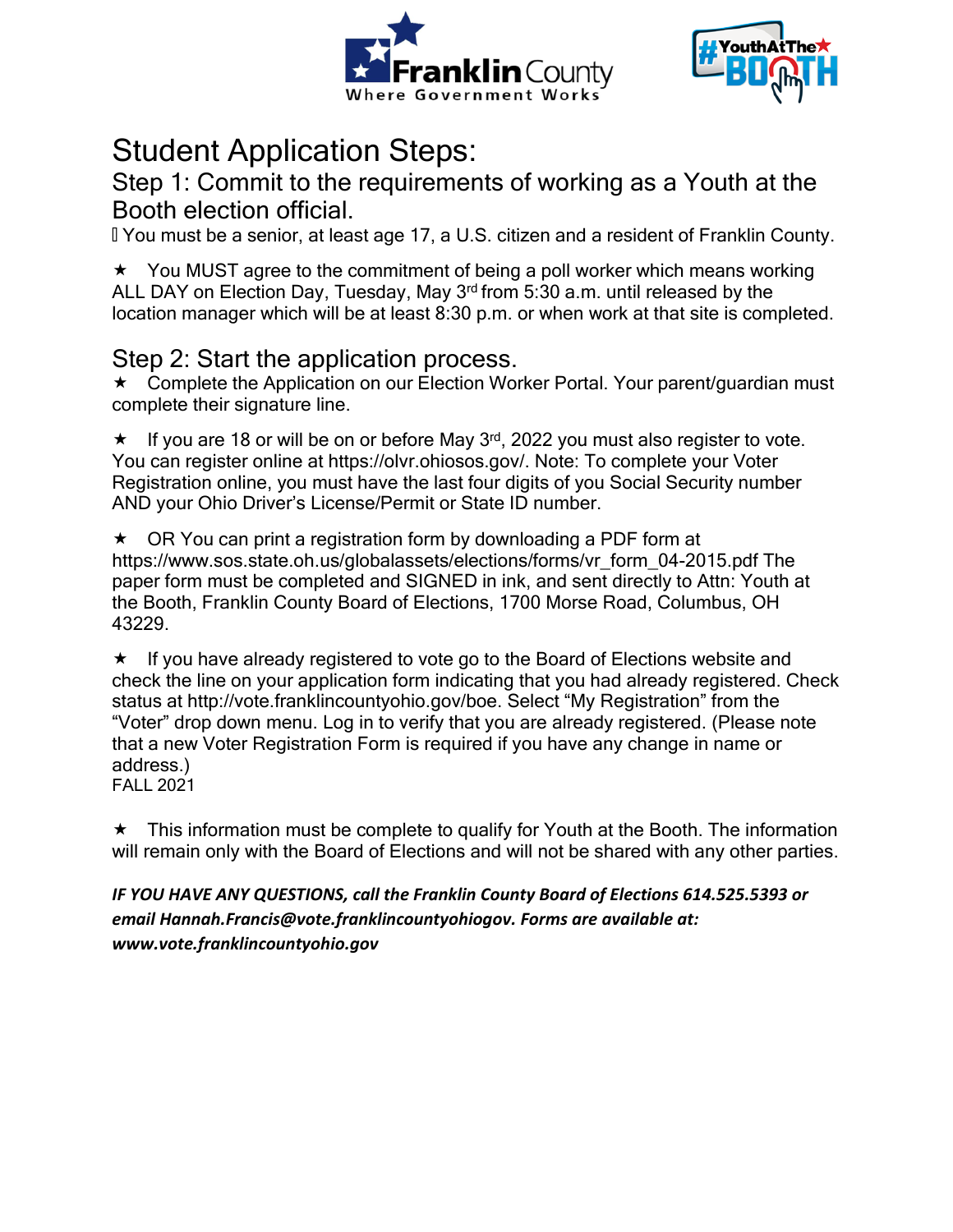# Student Application Steps:

## Step 1: Commit to the requirements of working as a Youth at the Booth election official.

 You must be a senior, at least age 17, a U.S. citizen and a resident of Franklin County.

★ You MUST agree to the commitment of being a poll worker which means working ALL DAY on Election Day, Tuesday, May 3rd from 5:30 a.m. until released by the location manager which will be at least 8:30 p.m. or when work at that site is completed.

## Step 2: Start the application process.

★ Complete the Application on our Election Worker Portal. Your parent/guardian must complete their signature line.

★ If you are 18 or will be on or before May 3rd, 2022 you must also register to vote. You can register online at https://olvr.ohiosos.gov/. Note: To complete your Voter Registration online, you must have the last four digits of you Social Security number AND your Ohio Driver's License/Permit or State ID number.

★ OR You can print a registration form by downloading a PDF form at https://www.sos.state.oh.us/globalassets/elections/forms/vr_form_04-2015.pdf The paper form must be completed and SIGNED in ink, and sent directly to Attn: Youth at the Booth, Franklin County Board of Elections, 1700 Morse Road, Columbus, OH 43229.

★ If you have already registered to vote go to the Board of Elections website and check the line on your application form indicating that you had already registered. Check status at http://vote.franklincountyohio.gov/boe. Select "My Registration" from the "Voter" drop down menu. Log in to verify that you are already registered. (Please note that a new Voter Registration Form is required if you have any change in name or address.)

FALL 2021

★ This information must be complete to qualify for Youth at the Booth. The information will remain only with the Board of Elections and will not be shared with any other parties.

***IF YOU HAVE ANY QUESTIONS, call the Franklin County Board of Elections 614.525.5393 or email Hannah.Francis@vote.franklincountyohiogov. Forms are available at: www.vote.franklincountyohio.gov***